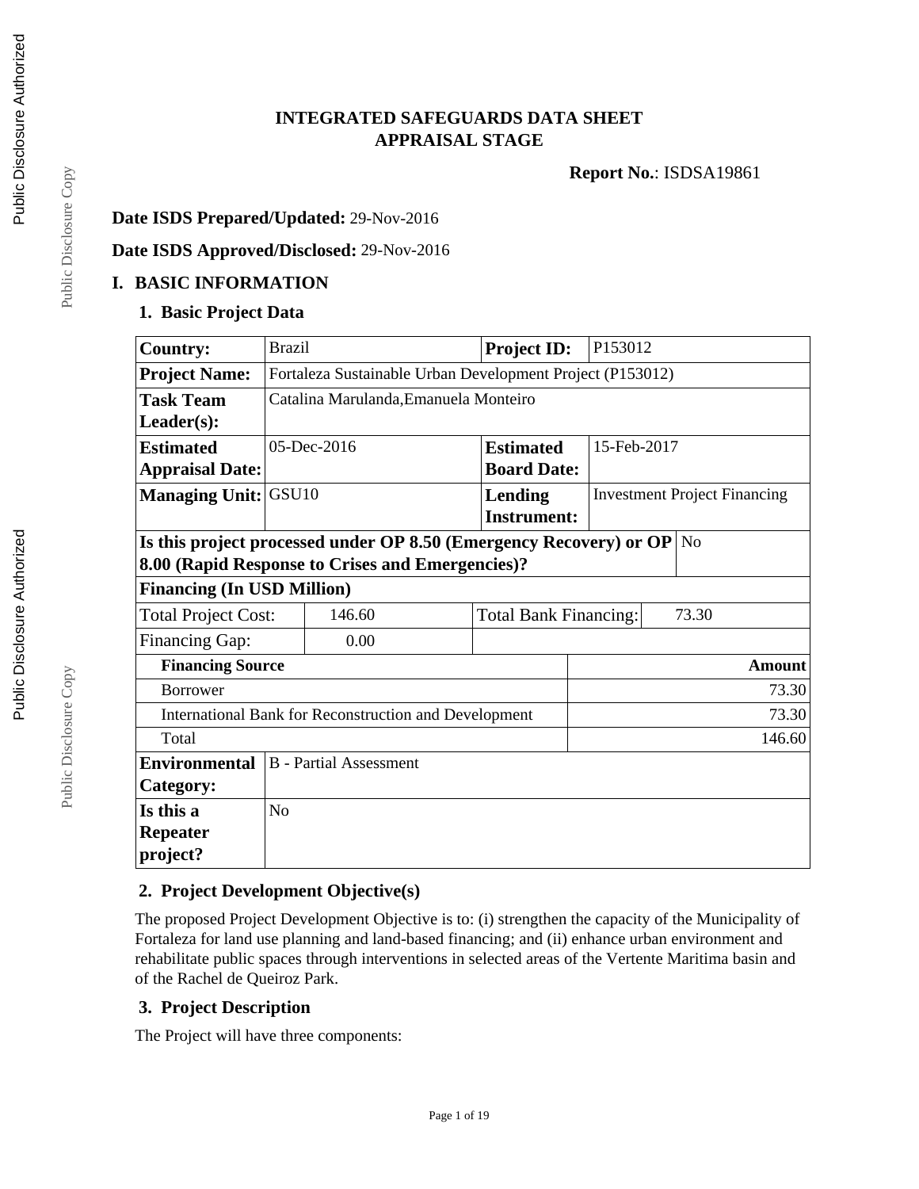# INTEGRATED SAFEGUARDS DATA SHEET
# APPRAISAL STAGE

**Report No.**: ISDSA19861

**Date ISDS Prepared/Updated:** 29-Nov-2016

**Date ISDS Approved/Disclosed:** 29-Nov-2016

## I. BASIC INFORMATION

### 1. Basic Project Data

| | | | |
|---|---|---|---|
| **Country:** | Brazil | **Project ID:** | P153012 |
| **Project Name:** | Fortaleza Sustainable Urban Development Project (P153012) | | |
| **Task Team Leader(s):** | Catalina Marulanda,Emanuela Monteiro | | |
| **Estimated Appraisal Date:** | 05-Dec-2016 | **Estimated Board Date:** | 15-Feb-2017 |
| **Managing Unit:** | GSU10 | **Lending Instrument:** | Investment Project Financing |
| **Is this project processed under OP 8.50 (Emergency Recovery) or OP 8.00 (Rapid Response to Crises and Emergencies)?** | No | | |

**Financing (In USD Million)**

| | | | |
|---|---|---|---|
| Total Project Cost: | 146.60 | Total Bank Financing: | 73.30 |
| Financing Gap: | 0.00 | | |

| Financing Source | Amount |
|---|---|
| Borrower | 73.30 |
| International Bank for Reconstruction and Development | 73.30 |
| Total | 146.60 |

| | |
|---|---|
| **Environmental Category:** | B - Partial Assessment |
| **Is this a Repeater project?** | No |

### 2. Project Development Objective(s)

The proposed Project Development Objective is to: (i) strengthen the capacity of the Municipality of Fortaleza for land use planning and land-based financing; and (ii) enhance urban environment and rehabilitate public spaces through interventions in selected areas of the Vertente Maritima basin and of the Rachel de Queiroz Park.

### 3. Project Description

The Project will have three components: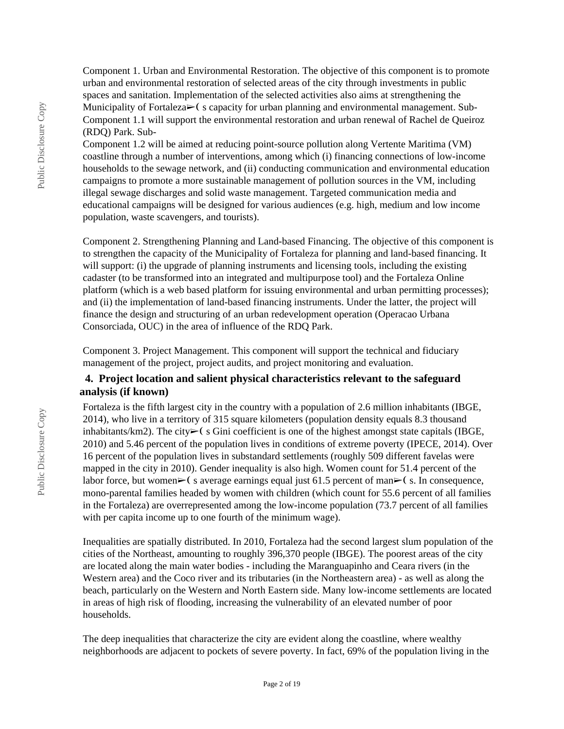Component 1. Urban and Environmental Restoration. The objective of this component is to promote urban and environmental restoration of selected areas of the city through investments in public spaces and sanitation. Implementation of the selected activities also aims at strengthening the Municipality of Fortaleza➢❨ s capacity for urban planning and environmental management. Sub-Component 1.1 will support the environmental restoration and urban renewal of Rachel de Queiroz (RDQ) Park. Sub-
Component 1.2 will be aimed at reducing point-source pollution along Vertente Maritima (VM) coastline through a number of interventions, among which (i) financing connections of low-income households to the sewage network, and (ii) conducting communication and environmental education campaigns to promote a more sustainable management of pollution sources in the VM, including illegal sewage discharges and solid waste management. Targeted communication media and educational campaigns will be designed for various audiences (e.g. high, medium and low income population, waste scavengers, and tourists).

Component 2. Strengthening Planning and Land-based Financing. The objective of this component is to strengthen the capacity of the Municipality of Fortaleza for planning and land-based financing. It will support: (i) the upgrade of planning instruments and licensing tools, including the existing cadaster (to be transformed into an integrated and multipurpose tool) and the Fortaleza Online platform (which is a web based platform for issuing environmental and urban permitting processes); and (ii) the implementation of land-based financing instruments. Under the latter, the project will finance the design and structuring of an urban redevelopment operation (Operacao Urbana Consorciada, OUC) in the area of influence of the RDQ Park.

Component 3. Project Management. This component will support the technical and fiduciary management of the project, project audits, and project monitoring and evaluation.

### 4. Project location and salient physical characteristics relevant to the safeguard analysis (if known)

Fortaleza is the fifth largest city in the country with a population of 2.6 million inhabitants (IBGE, 2014), who live in a territory of 315 square kilometers (population density equals 8.3 thousand inhabitants/km2). The city➢❨ s Gini coefficient is one of the highest amongst state capitals (IBGE, 2010) and 5.46 percent of the population lives in conditions of extreme poverty (IPECE, 2014). Over 16 percent of the population lives in substandard settlements (roughly 509 different favelas were mapped in the city in 2010). Gender inequality is also high. Women count for 51.4 percent of the labor force, but women➢❨ s average earnings equal just 61.5 percent of man➢❨ s. In consequence, mono-parental families headed by women with children (which count for 55.6 percent of all families in the Fortaleza) are overrepresented among the low-income population (73.7 percent of all families with per capita income up to one fourth of the minimum wage).

Inequalities are spatially distributed. In 2010, Fortaleza had the second largest slum population of the cities of the Northeast, amounting to roughly 396,370 people (IBGE). The poorest areas of the city are located along the main water bodies - including the Maranguapinho and Ceara rivers (in the Western area) and the Coco river and its tributaries (in the Northeastern area) - as well as along the beach, particularly on the Western and North Eastern side. Many low-income settlements are located in areas of high risk of flooding, increasing the vulnerability of an elevated number of poor households.

The deep inequalities that characterize the city are evident along the coastline, where wealthy neighborhoods are adjacent to pockets of severe poverty. In fact, 69% of the population living in the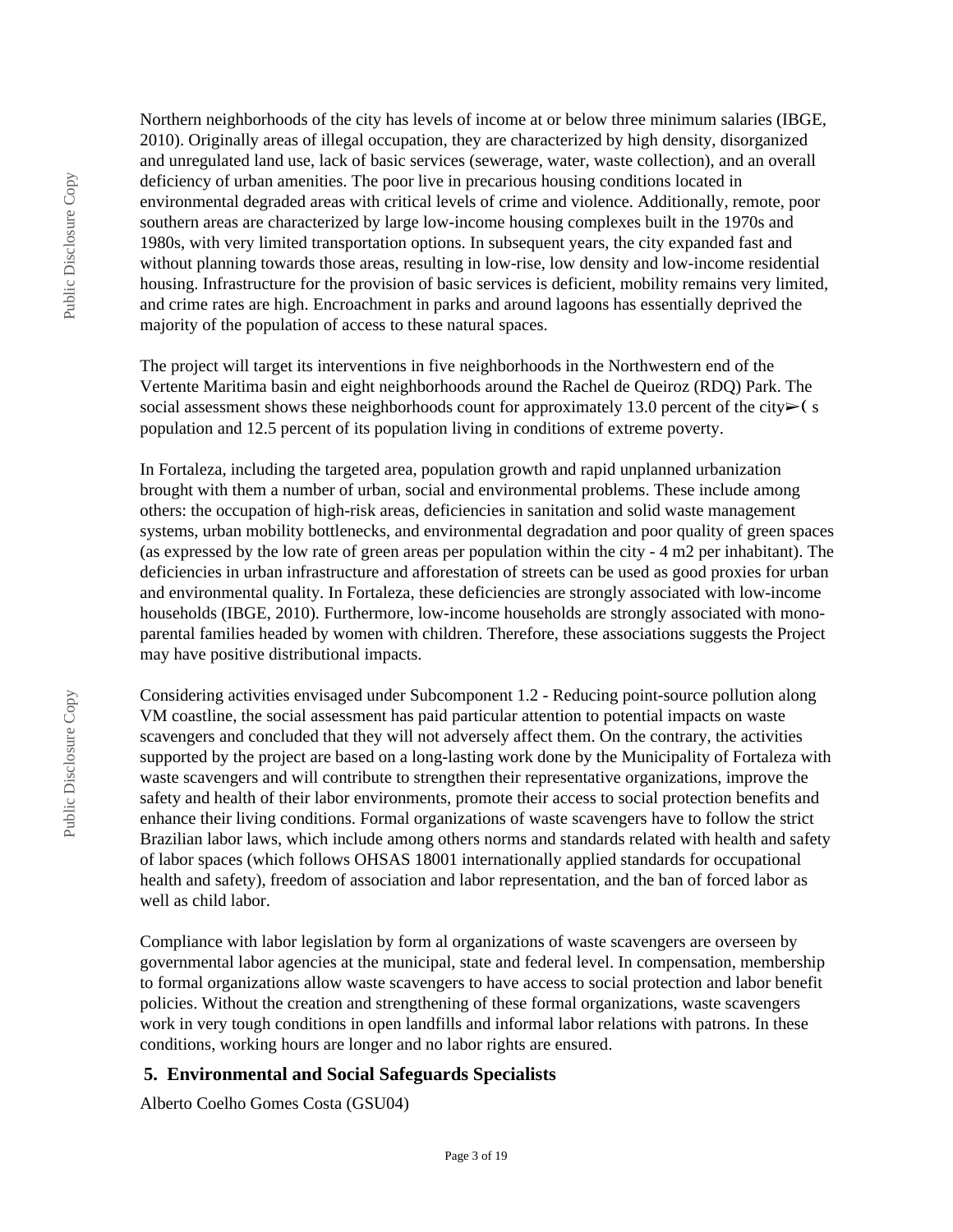Northern neighborhoods of the city has levels of income at or below three minimum salaries (IBGE, 2010). Originally areas of illegal occupation, they are characterized by high density, disorganized and unregulated land use, lack of basic services (sewerage, water, waste collection), and an overall deficiency of urban amenities. The poor live in precarious housing conditions located in environmental degraded areas with critical levels of crime and violence. Additionally, remote, poor southern areas are characterized by large low-income housing complexes built in the 1970s and 1980s, with very limited transportation options. In subsequent years, the city expanded fast and without planning towards those areas, resulting in low-rise, low density and low-income residential housing. Infrastructure for the provision of basic services is deficient, mobility remains very limited, and crime rates are high. Encroachment in parks and around lagoons has essentially deprived the majority of the population of access to these natural spaces.

The project will target its interventions in five neighborhoods in the Northwestern end of the Vertente Maritima basin and eight neighborhoods around the Rachel de Queiroz (RDQ) Park. The social assessment shows these neighborhoods count for approximately 13.0 percent of the city➢( s population and 12.5 percent of its population living in conditions of extreme poverty.

In Fortaleza, including the targeted area, population growth and rapid unplanned urbanization brought with them a number of urban, social and environmental problems. These include among others: the occupation of high-risk areas, deficiencies in sanitation and solid waste management systems, urban mobility bottlenecks, and environmental degradation and poor quality of green spaces (as expressed by the low rate of green areas per population within the city - 4 m2 per inhabitant). The deficiencies in urban infrastructure and afforestation of streets can be used as good proxies for urban and environmental quality. In Fortaleza, these deficiencies are strongly associated with low-income households (IBGE, 2010). Furthermore, low-income households are strongly associated with mono-parental families headed by women with children. Therefore, these associations suggests the Project may have positive distributional impacts.

Considering activities envisaged under Subcomponent 1.2 - Reducing point-source pollution along VM coastline, the social assessment has paid particular attention to potential impacts on waste scavengers and concluded that they will not adversely affect them. On the contrary, the activities supported by the project are based on a long-lasting work done by the Municipality of Fortaleza with waste scavengers and will contribute to strengthen their representative organizations, improve the safety and health of their labor environments, promote their access to social protection benefits and enhance their living conditions. Formal organizations of waste scavengers have to follow the strict Brazilian labor laws, which include among others norms and standards related with health and safety of labor spaces (which follows OHSAS 18001 internationally applied standards for occupational health and safety), freedom of association and labor representation, and the ban of forced labor as well as child labor.

Compliance with labor legislation by form al organizations of waste scavengers are overseen by governmental labor agencies at the municipal, state and federal level. In compensation, membership to formal organizations allow waste scavengers to have access to social protection and labor benefit policies. Without the creation and strengthening of these formal organizations, waste scavengers work in very tough conditions in open landfills and informal labor relations with patrons. In these conditions, working hours are longer and no labor rights are ensured.

## 5. Environmental and Social Safeguards Specialists

Alberto Coelho Gomes Costa (GSU04)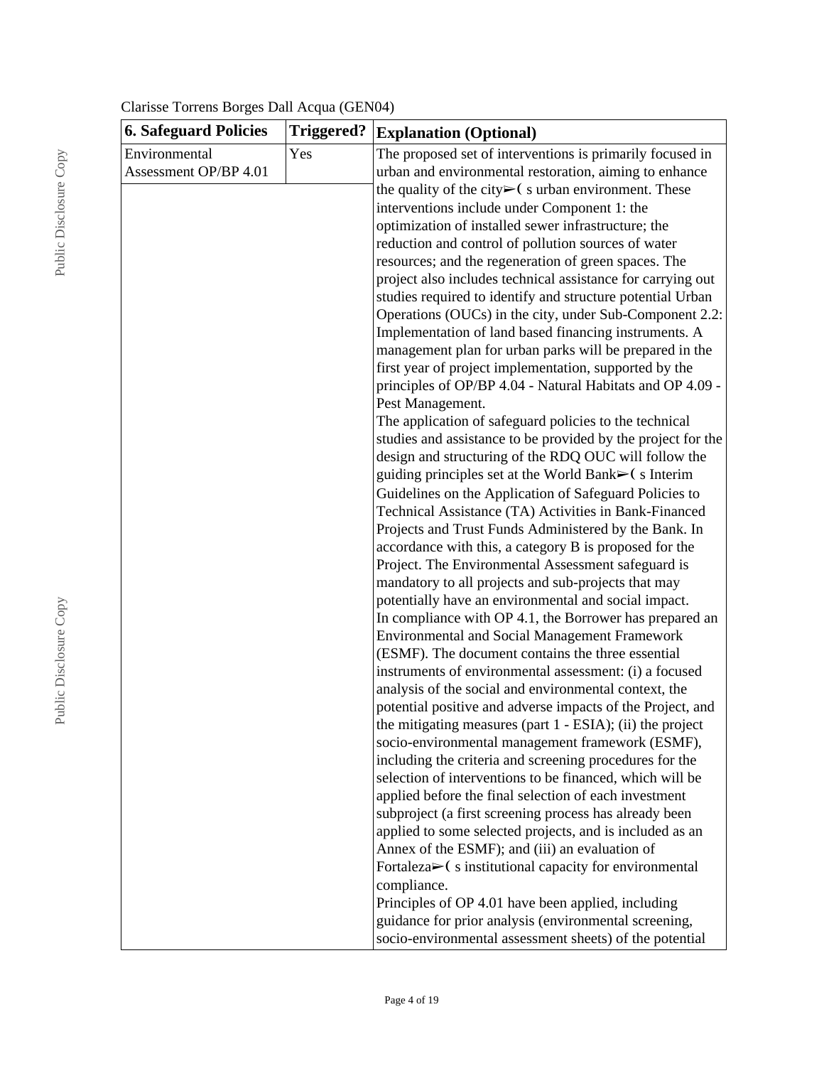Clarisse Torrens Borges Dall Acqua (GEN04)

| 6. Safeguard Policies | Triggered? | Explanation (Optional) |
| --- | --- | --- |
| Environmental Assessment OP/BP 4.01 | Yes | The proposed set of interventions is primarily focused in urban and environmental restoration, aiming to enhance the quality of the city➢( s urban environment. These interventions include under Component 1: the optimization of installed sewer infrastructure; the reduction and control of pollution sources of water resources; and the regeneration of green spaces. The project also includes technical assistance for carrying out studies required to identify and structure potential Urban Operations (OUCs) in the city, under Sub-Component 2.2: Implementation of land based financing instruments. A management plan for urban parks will be prepared in the first year of project implementation, supported by the principles of OP/BP 4.04 - Natural Habitats and OP 4.09 - Pest Management.<br>The application of safeguard policies to the technical studies and assistance to be provided by the project for the design and structuring of the RDQ OUC will follow the guiding principles set at the World Bank➢( s Interim Guidelines on the Application of Safeguard Policies to Technical Assistance (TA) Activities in Bank-Financed Projects and Trust Funds Administered by the Bank. In accordance with this, a category B is proposed for the Project. The Environmental Assessment safeguard is mandatory to all projects and sub-projects that may potentially have an environmental and social impact.<br>In compliance with OP 4.1, the Borrower has prepared an Environmental and Social Management Framework (ESMF). The document contains the three essential instruments of environmental assessment: (i) a focused analysis of the social and environmental context, the potential positive and adverse impacts of the Project, and the mitigating measures (part 1 - ESIA); (ii) the project socio-environmental management framework (ESMF), including the criteria and screening procedures for the selection of interventions to be financed, which will be applied before the final selection of each investment subproject (a first screening process has already been applied to some selected projects, and is included as an Annex of the ESMF); and (iii) an evaluation of Fortaleza➢( s institutional capacity for environmental compliance.<br>Principles of OP 4.01 have been applied, including guidance for prior analysis (environmental screening, socio-environmental assessment sheets) of the potential |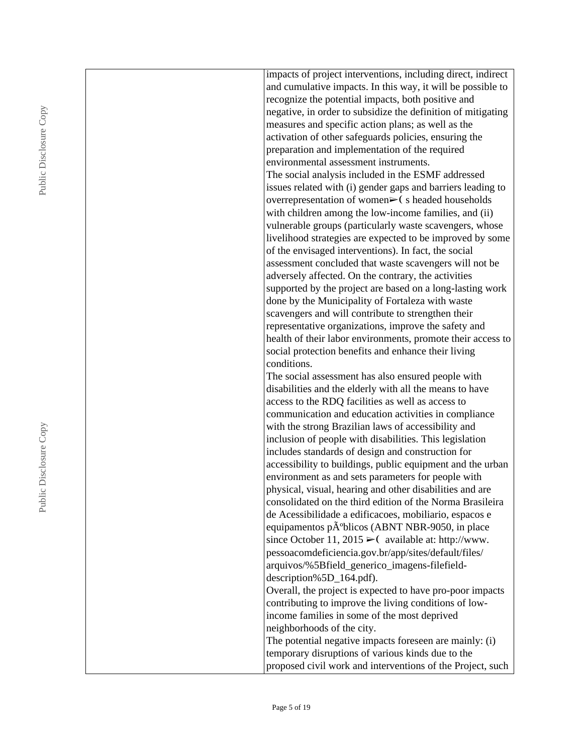| | |
|---|---|
| | impacts of project interventions, including direct, indirect and cumulative impacts. In this way, it will be possible to recognize the potential impacts, both positive and negative, in order to subsidize the definition of mitigating measures and specific action plans; as well as the activation of other safeguards policies, ensuring the preparation and implementation of the required environmental assessment instruments.<br>The social analysis included in the ESMF addressed issues related with (i) gender gaps and barriers leading to overrepresentation of women➢( s headed households with children among the low-income families, and (ii) vulnerable groups (particularly waste scavengers, whose livelihood strategies are expected to be improved by some of the envisaged interventions). In fact, the social assessment concluded that waste scavengers will not be adversely affected. On the contrary, the activities supported by the project are based on a long-lasting work done by the Municipality of Fortaleza with waste scavengers and will contribute to strengthen their representative organizations, improve the safety and health of their labor environments, promote their access to social protection benefits and enhance their living conditions.<br>The social assessment has also ensured people with disabilities and the elderly with all the means to have access to the RDQ facilities as well as access to communication and education activities in compliance with the strong Brazilian laws of accessibility and inclusion of people with disabilities. This legislation includes standards of design and construction for accessibility to buildings, public equipment and the urban environment as and sets parameters for people with physical, visual, hearing and other disabilities and are consolidated on the third edition of the Norma Brasileira de Acessibilidade a edificacoes, mobiliario, espacos e equipamentos pÃºblicos (ABNT NBR-9050, in place since October 11, 2015 ➢( available at: http://www.pessoacomdeficiencia.gov.br/app/sites/default/files/arquivos/%5Bfield_generico_imagens-filefield-description%5D_164.pdf).<br>Overall, the project is expected to have pro-poor impacts contributing to improve the living conditions of low-income families in some of the most deprived neighborhoods of the city.<br>The potential negative impacts foreseen are mainly: (i) temporary disruptions of various kinds due to the proposed civil work and interventions of the Project, such |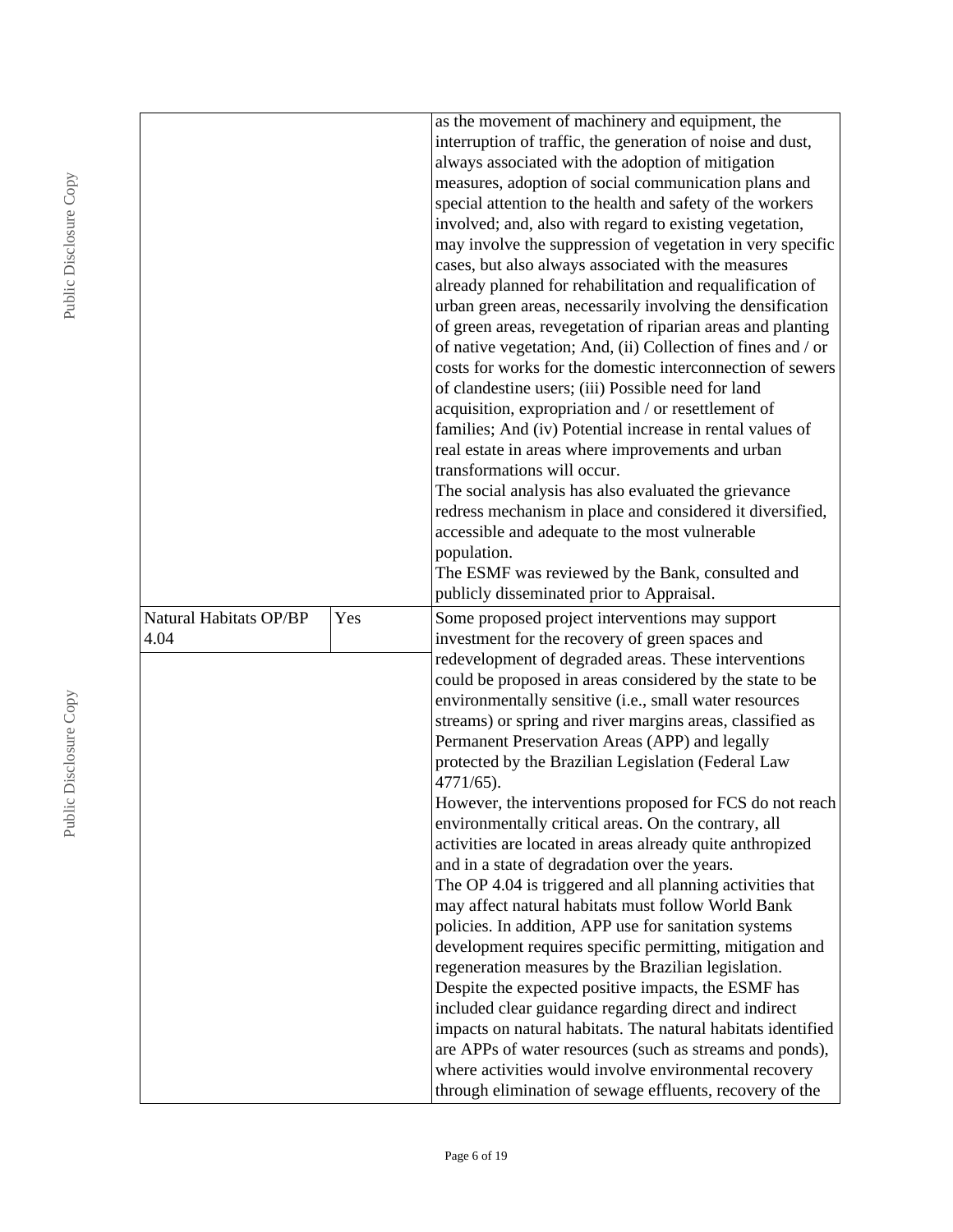| | | |
|---|---|---|
| | | as the movement of machinery and equipment, the interruption of traffic, the generation of noise and dust, always associated with the adoption of mitigation measures, adoption of social communication plans and special attention to the health and safety of the workers involved; and, also with regard to existing vegetation, may involve the suppression of vegetation in very specific cases, but also always associated with the measures already planned for rehabilitation and requalification of urban green areas, necessarily involving the densification of green areas, revegetation of riparian areas and planting of native vegetation; And, (ii) Collection of fines and / or costs for works for the domestic interconnection of sewers of clandestine users; (iii) Possible need for land acquisition, expropriation and / or resettlement of families; And (iv) Potential increase in rental values of real estate in areas where improvements and urban transformations will occur.<br>The social analysis has also evaluated the grievance redress mechanism in place and considered it diversified, accessible and adequate to the most vulnerable population.<br>The ESMF was reviewed by the Bank, consulted and publicly disseminated prior to Appraisal. |
| Natural Habitats OP/BP 4.04 | Yes | Some proposed project interventions may support investment for the recovery of green spaces and redevelopment of degraded areas. These interventions could be proposed in areas considered by the state to be environmentally sensitive (i.e., small water resources streams) or spring and river margins areas, classified as Permanent Preservation Areas (APP) and legally protected by the Brazilian Legislation (Federal Law 4771/65).<br>However, the interventions proposed for FCS do not reach environmentally critical areas. On the contrary, all activities are located in areas already quite anthropized and in a state of degradation over the years.<br>The OP 4.04 is triggered and all planning activities that may affect natural habitats must follow World Bank policies. In addition, APP use for sanitation systems development requires specific permitting, mitigation and regeneration measures by the Brazilian legislation.<br>Despite the expected positive impacts, the ESMF has included clear guidance regarding direct and indirect impacts on natural habitats. The natural habitats identified are APPs of water resources (such as streams and ponds), where activities would involve environmental recovery through elimination of sewage effluents, recovery of the |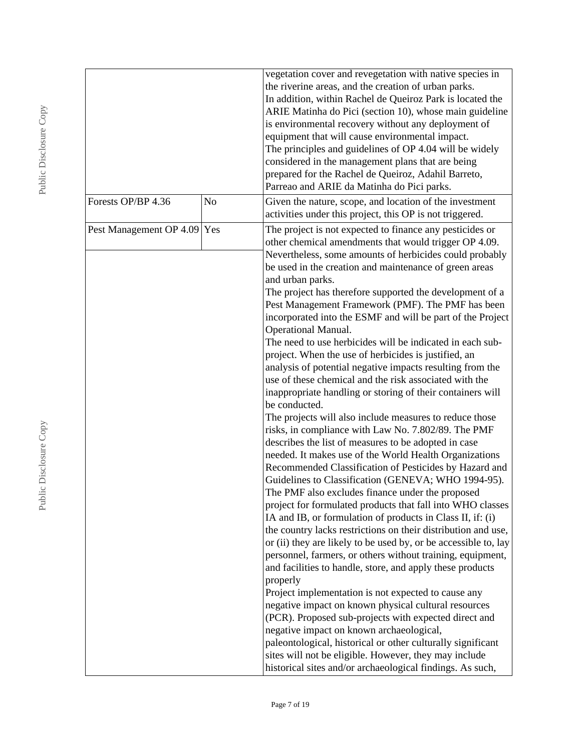| | | |
|---|---|---|
| | | vegetation cover and revegetation with native species in the riverine areas, and the creation of urban parks.<br>In addition, within Rachel de Queiroz Park is located the ARIE Matinha do Pici (section 10), whose main guideline is environmental recovery without any deployment of equipment that will cause environmental impact.<br>The principles and guidelines of OP 4.04 will be widely considered in the management plans that are being prepared for the Rachel de Queiroz, Adahil Barreto, Parreao and ARIE da Matinha do Pici parks. |
| Forests OP/BP 4.36 | No | Given the nature, scope, and location of the investment activities under this project, this OP is not triggered. |
| Pest Management OP 4.09 | Yes | The project is not expected to finance any pesticides or other chemical amendments that would trigger OP 4.09.<br>Nevertheless, some amounts of herbicides could probably be used in the creation and maintenance of green areas and urban parks.<br>The project has therefore supported the development of a Pest Management Framework (PMF). The PMF has been incorporated into the ESMF and will be part of the Project Operational Manual.<br>The need to use herbicides will be indicated in each sub-project. When the use of herbicides is justified, an analysis of potential negative impacts resulting from the use of these chemical and the risk associated with the inappropriate handling or storing of their containers will be conducted.<br>The projects will also include measures to reduce those risks, in compliance with Law No. 7.802/89. The PMF describes the list of measures to be adopted in case needed. It makes use of the World Health Organizations Recommended Classification of Pesticides by Hazard and Guidelines to Classification (GENEVA; WHO 1994-95). The PMF also excludes finance under the proposed project for formulated products that fall into WHO classes IA and IB, or formulation of products in Class II, if: (i) the country lacks restrictions on their distribution and use, or (ii) they are likely to be used by, or be accessible to, lay personnel, farmers, or others without training, equipment, and facilities to handle, store, and apply these products properly<br>Project implementation is not expected to cause any negative impact on known physical cultural resources (PCR). Proposed sub-projects with expected direct and negative impact on known archaeological, paleontological, historical or other culturally significant sites will not be eligible. However, they may include historical sites and/or archaeological findings. As such, |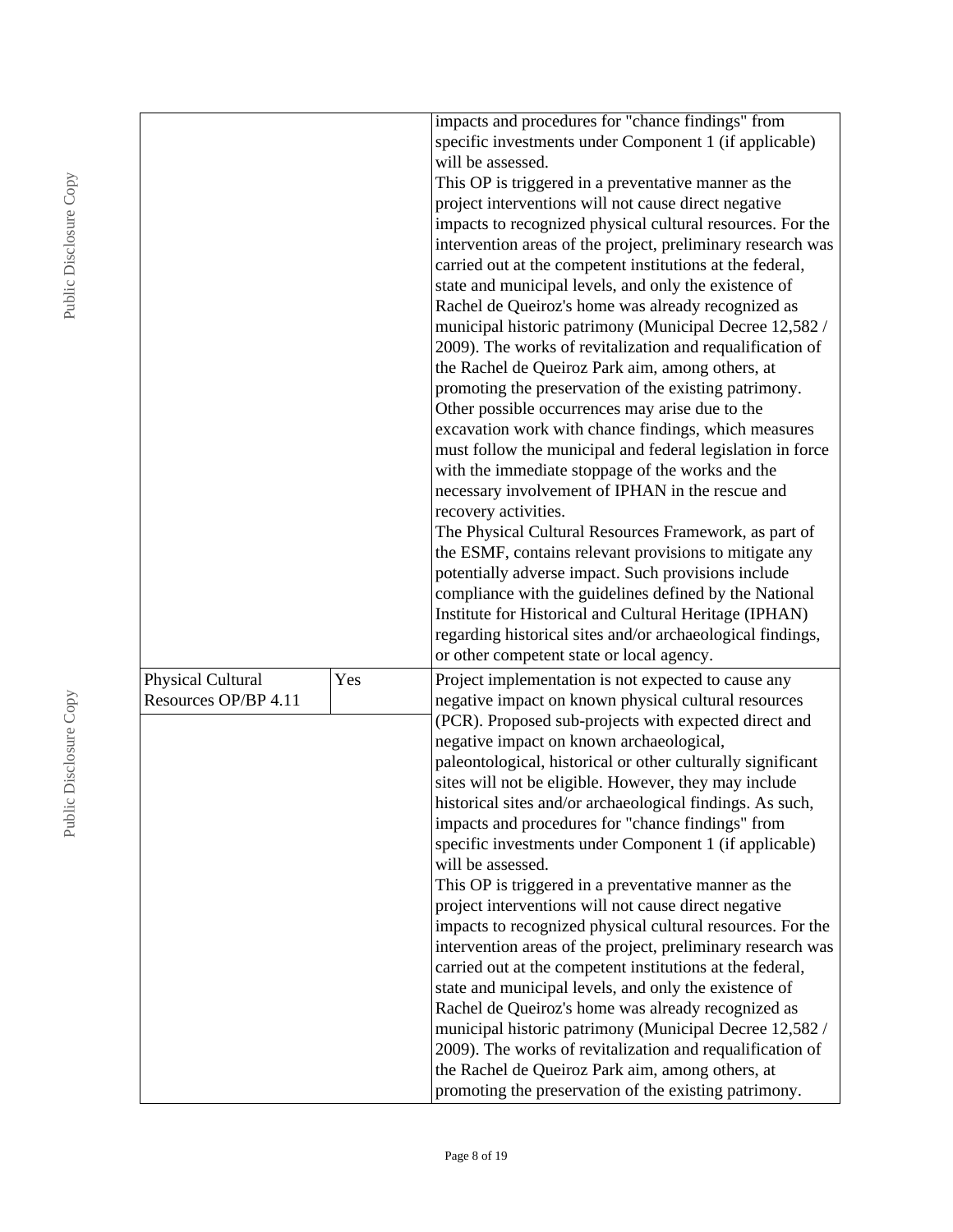| | | |
|---|---|---|
| | | impacts and procedures for "chance findings" from specific investments under Component 1 (if applicable) will be assessed.<br>This OP is triggered in a preventative manner as the project interventions will not cause direct negative impacts to recognized physical cultural resources. For the intervention areas of the project, preliminary research was carried out at the competent institutions at the federal, state and municipal levels, and only the existence of Rachel de Queiroz's home was already recognized as municipal historic patrimony (Municipal Decree 12,582 / 2009). The works of revitalization and requalification of the Rachel de Queiroz Park aim, among others, at promoting the preservation of the existing patrimony. Other possible occurrences may arise due to the excavation work with chance findings, which measures must follow the municipal and federal legislation in force with the immediate stoppage of the works and the necessary involvement of IPHAN in the rescue and recovery activities.<br>The Physical Cultural Resources Framework, as part of the ESMF, contains relevant provisions to mitigate any potentially adverse impact. Such provisions include compliance with the guidelines defined by the National Institute for Historical and Cultural Heritage (IPHAN) regarding historical sites and/or archaeological findings, or other competent state or local agency. |
| Physical Cultural Resources OP/BP 4.11 | Yes | Project implementation is not expected to cause any negative impact on known physical cultural resources (PCR). Proposed sub-projects with expected direct and negative impact on known archaeological, paleontological, historical or other culturally significant sites will not be eligible. However, they may include historical sites and/or archaeological findings. As such, impacts and procedures for "chance findings" from specific investments under Component 1 (if applicable) will be assessed.<br>This OP is triggered in a preventative manner as the project interventions will not cause direct negative impacts to recognized physical cultural resources. For the intervention areas of the project, preliminary research was carried out at the competent institutions at the federal, state and municipal levels, and only the existence of Rachel de Queiroz's home was already recognized as municipal historic patrimony (Municipal Decree 12,582 / 2009). The works of revitalization and requalification of the Rachel de Queiroz Park aim, among others, at promoting the preservation of the existing patrimony. |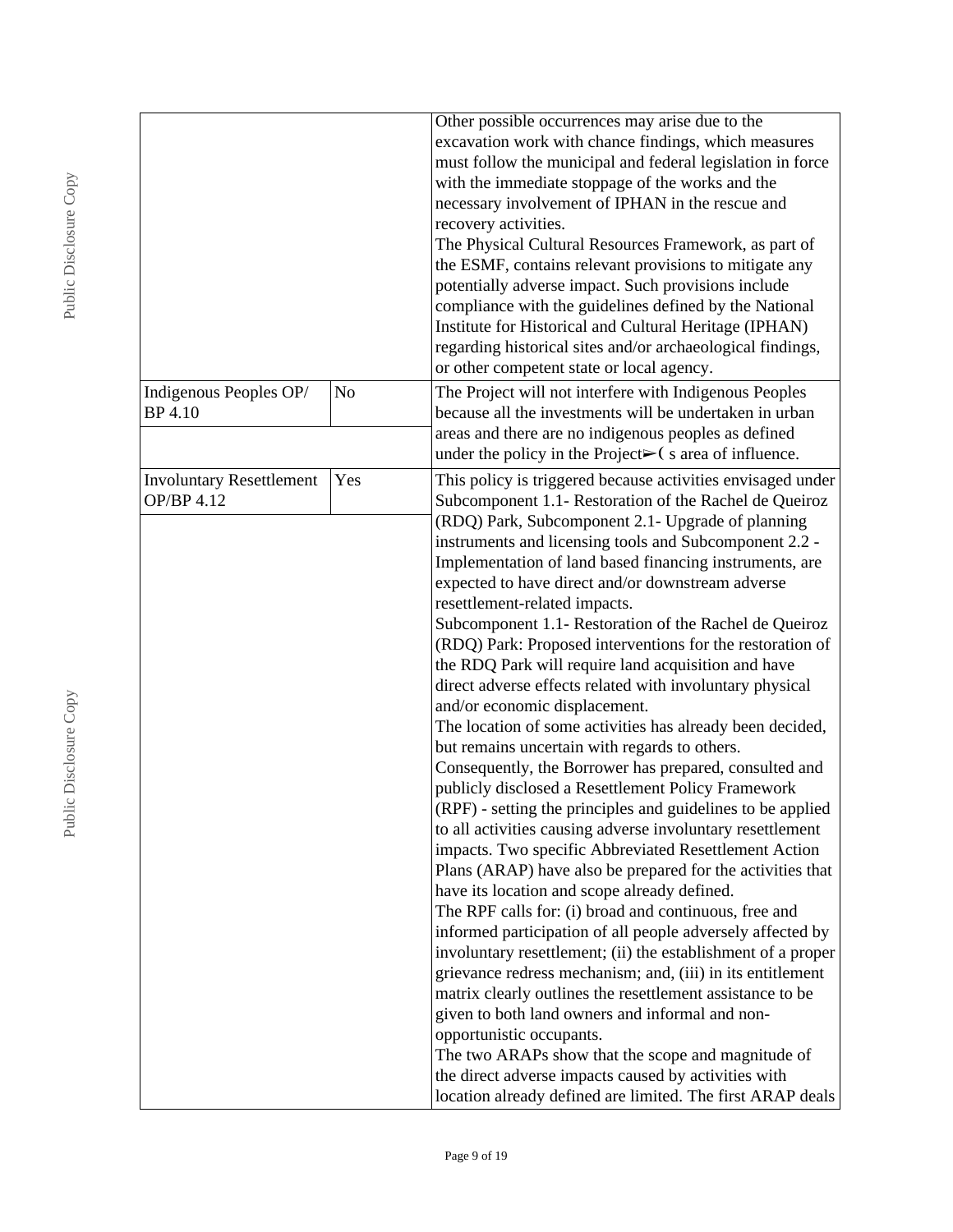| | | |
|---|---|---|
| | | Other possible occurrences may arise due to the excavation work with chance findings, which measures must follow the municipal and federal legislation in force with the immediate stoppage of the works and the necessary involvement of IPHAN in the rescue and recovery activities.<br>The Physical Cultural Resources Framework, as part of the ESMF, contains relevant provisions to mitigate any potentially adverse impact. Such provisions include compliance with the guidelines defined by the National Institute for Historical and Cultural Heritage (IPHAN) regarding historical sites and/or archaeological findings, or other competent state or local agency. |
| Indigenous Peoples OP/ BP 4.10 | No | The Project will not interfere with Indigenous Peoples because all the investments will be undertaken in urban areas and there are no indigenous peoples as defined under the policy in the Project➢( s area of influence. |
| Involuntary Resettlement OP/BP 4.12 | Yes | This policy is triggered because activities envisaged under Subcomponent 1.1- Restoration of the Rachel de Queiroz (RDQ) Park, Subcomponent 2.1- Upgrade of planning instruments and licensing tools and Subcomponent 2.2 - Implementation of land based financing instruments, are expected to have direct and/or downstream adverse resettlement-related impacts.<br>Subcomponent 1.1- Restoration of the Rachel de Queiroz (RDQ) Park: Proposed interventions for the restoration of the RDQ Park will require land acquisition and have direct adverse effects related with involuntary physical and/or economic displacement.<br>The location of some activities has already been decided, but remains uncertain with regards to others. Consequently, the Borrower has prepared, consulted and publicly disclosed a Resettlement Policy Framework (RPF) - setting the principles and guidelines to be applied to all activities causing adverse involuntary resettlement impacts. Two specific Abbreviated Resettlement Action Plans (ARAP) have also be prepared for the activities that have its location and scope already defined.<br>The RPF calls for: (i) broad and continuous, free and informed participation of all people adversely affected by involuntary resettlement; (ii) the establishment of a proper grievance redress mechanism; and, (iii) in its entitlement matrix clearly outlines the resettlement assistance to be given to both land owners and informal and non-opportunistic occupants.<br>The two ARAPs show that the scope and magnitude of the direct adverse impacts caused by activities with location already defined are limited. The first ARAP deals |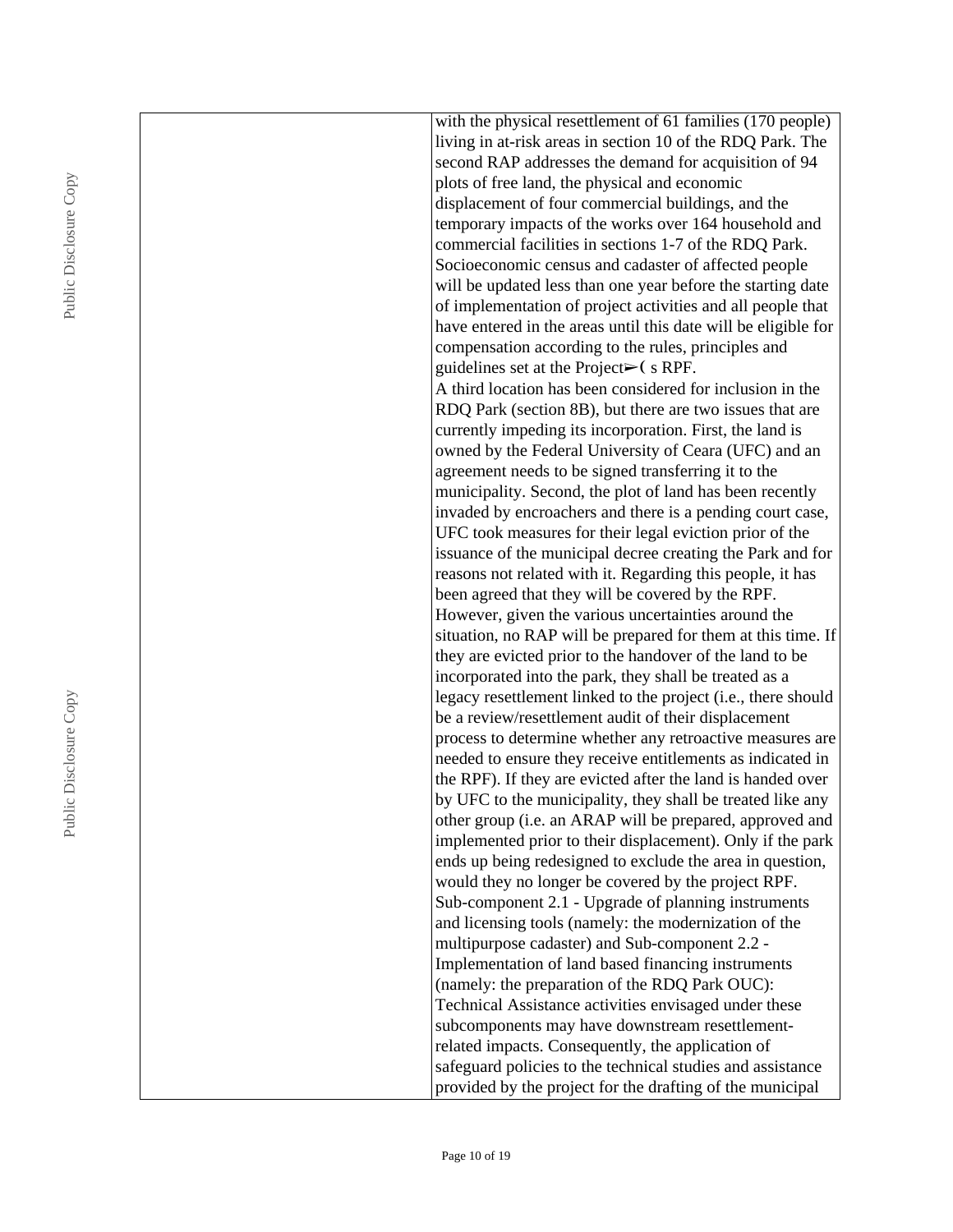| | |
|---|---|
| | with the physical resettlement of 61 families (170 people) living in at-risk areas in section 10 of the RDQ Park. The second RAP addresses the demand for acquisition of 94 plots of free land, the physical and economic displacement of four commercial buildings, and the temporary impacts of the works over 164 household and commercial facilities in sections 1-7 of the RDQ Park. Socioeconomic census and cadaster of affected people will be updated less than one year before the starting date of implementation of project activities and all people that have entered in the areas until this date will be eligible for compensation according to the rules, principles and guidelines set at the Project➢( s RPF.<br>A third location has been considered for inclusion in the RDQ Park (section 8B), but there are two issues that are currently impeding its incorporation. First, the land is owned by the Federal University of Ceara (UFC) and an agreement needs to be signed transferring it to the municipality. Second, the plot of land has been recently invaded by encroachers and there is a pending court case, UFC took measures for their legal eviction prior of the issuance of the municipal decree creating the Park and for reasons not related with it. Regarding this people, it has been agreed that they will be covered by the RPF. However, given the various uncertainties around the situation, no RAP will be prepared for them at this time. If they are evicted prior to the handover of the land to be incorporated into the park, they shall be treated as a legacy resettlement linked to the project (i.e., there should be a review/resettlement audit of their displacement process to determine whether any retroactive measures are needed to ensure they receive entitlements as indicated in the RPF). If they are evicted after the land is handed over by UFC to the municipality, they shall be treated like any other group (i.e. an ARAP will be prepared, approved and implemented prior to their displacement). Only if the park ends up being redesigned to exclude the area in question, would they no longer be covered by the project RPF.<br>Sub-component 2.1 - Upgrade of planning instruments and licensing tools (namely: the modernization of the multipurpose cadaster) and Sub-component 2.2 - Implementation of land based financing instruments (namely: the preparation of the RDQ Park OUC): Technical Assistance activities envisaged under these subcomponents may have downstream resettlement-related impacts. Consequently, the application of safeguard policies to the technical studies and assistance provided by the project for the drafting of the municipal |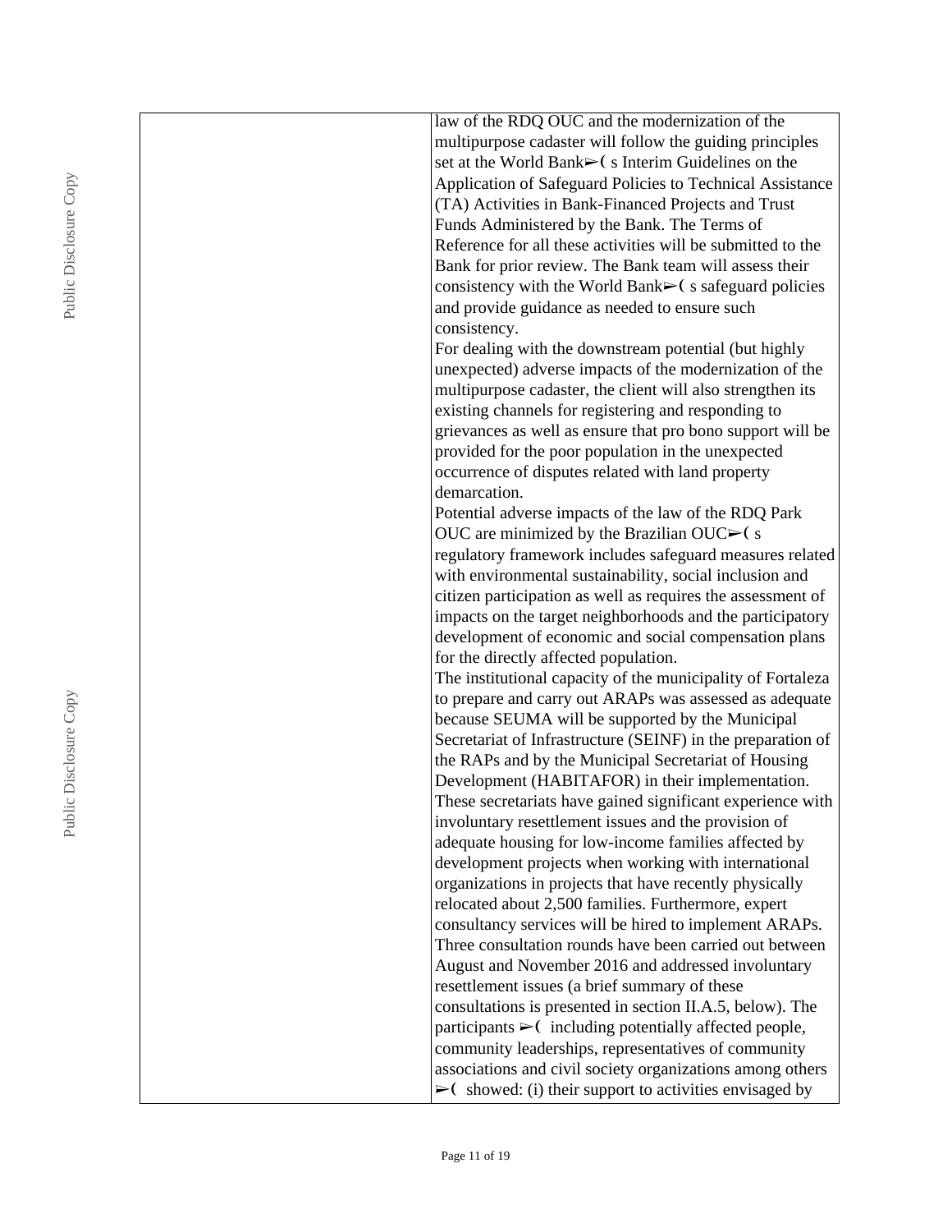| | law of the RDQ OUC and the modernization of the multipurpose cadaster will follow the guiding principles set at the World Bank➢( s Interim Guidelines on the Application of Safeguard Policies to Technical Assistance (TA) Activities in Bank-Financed Projects and Trust Funds Administered by the Bank. The Terms of Reference for all these activities will be submitted to the Bank for prior review. The Bank team will assess their consistency with the World Bank➢( s safeguard policies and provide guidance as needed to ensure such consistency.<br>For dealing with the downstream potential (but highly unexpected) adverse impacts of the modernization of the multipurpose cadaster, the client will also strengthen its existing channels for registering and responding to grievances as well as ensure that pro bono support will be provided for the poor population in the unexpected occurrence of disputes related with land property demarcation.<br>Potential adverse impacts of the law of the RDQ Park OUC are minimized by the Brazilian OUC➢( s regulatory framework includes safeguard measures related with environmental sustainability, social inclusion and citizen participation as well as requires the assessment of impacts on the target neighborhoods and the participatory development of economic and social compensation plans for the directly affected population.<br>The institutional capacity of the municipality of Fortaleza to prepare and carry out ARAPs was assessed as adequate because SEUMA will be supported by the Municipal Secretariat of Infrastructure (SEINF) in the preparation of the RAPs and by the Municipal Secretariat of Housing Development (HABITAFOR) in their implementation. These secretariats have gained significant experience with involuntary resettlement issues and the provision of adequate housing for low-income families affected by development projects when working with international organizations in projects that have recently physically relocated about 2,500 families. Furthermore, expert consultancy services will be hired to implement ARAPs.<br>Three consultation rounds have been carried out between August and November 2016 and addressed involuntary resettlement issues (a brief summary of these consultations is presented in section II.A.5, below). The participants ➢( including potentially affected people, community leaderships, representatives of community associations and civil society organizations among others ➢( showed: (i) their support to activities envisaged by |
|---|---|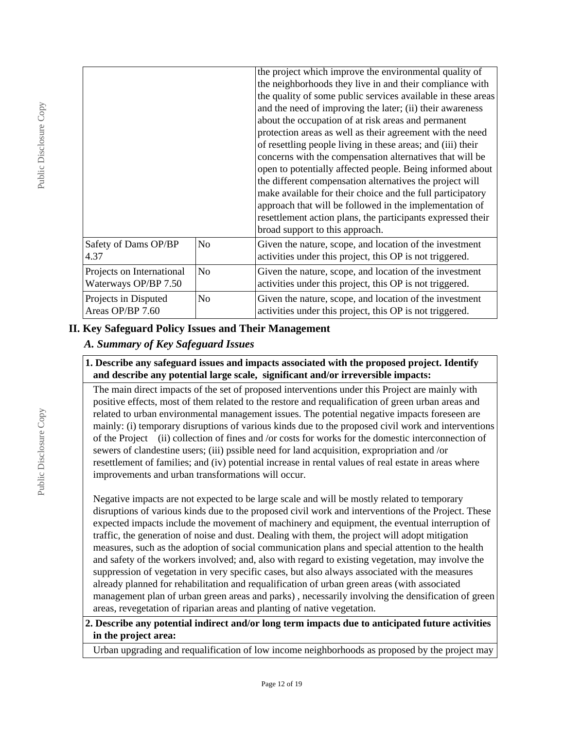| | | |
|---|---|---|
| | | the project which improve the environmental quality of the neighborhoods they live in and their compliance with the quality of some public services available in these areas and the need of improving the later; (ii) their awareness about the occupation of at risk areas and permanent protection areas as well as their agreement with the need of resettling people living in these areas; and (iii) their concerns with the compensation alternatives that will be open to potentially affected people. Being informed about the different compensation alternatives the project will make available for their choice and the full participatory approach that will be followed in the implementation of resettlement action plans, the participants expressed their broad support to this approach. |
| Safety of Dams OP/BP 4.37 | No | Given the nature, scope, and location of the investment activities under this project, this OP is not triggered. |
| Projects on International Waterways OP/BP 7.50 | No | Given the nature, scope, and location of the investment activities under this project, this OP is not triggered. |
| Projects in Disputed Areas OP/BP 7.60 | No | Given the nature, scope, and location of the investment activities under this project, this OP is not triggered. |

## II. Key Safeguard Policy Issues and Their Management

### *A. Summary of Key Safeguard Issues*

**1. Describe any safeguard issues and impacts associated with the proposed project. Identify and describe any potential large scale, significant and/or irreversible impacts:**

The main direct impacts of the set of proposed interventions under this Project are mainly with positive effects, most of them related to the restore and requalification of green urban areas and related to urban environmental management issues. The potential negative impacts foreseen are mainly: (i) temporary disruptions of various kinds due to the proposed civil work and interventions of the Project (ii) collection of fines and /or costs for works for the domestic interconnection of sewers of clandestine users; (iii) pssible need for land acquisition, expropriation and /or resettlement of families; and (iv) potential increase in rental values of real estate in areas where improvements and urban transformations will occur.

Negative impacts are not expected to be large scale and will be mostly related to temporary disruptions of various kinds due to the proposed civil work and interventions of the Project. These expected impacts include the movement of machinery and equipment, the eventual interruption of traffic, the generation of noise and dust. Dealing with them, the project will adopt mitigation measures, such as the adoption of social communication plans and special attention to the health and safety of the workers involved; and, also with regard to existing vegetation, may involve the suppression of vegetation in very specific cases, but also always associated with the measures already planned for rehabilitation and requalification of urban green areas (with associated management plan of urban green areas and parks) , necessarily involving the densification of green areas, revegetation of riparian areas and planting of native vegetation.

**2. Describe any potential indirect and/or long term impacts due to anticipated future activities in the project area:**

Urban upgrading and requalification of low income neighborhoods as proposed by the project may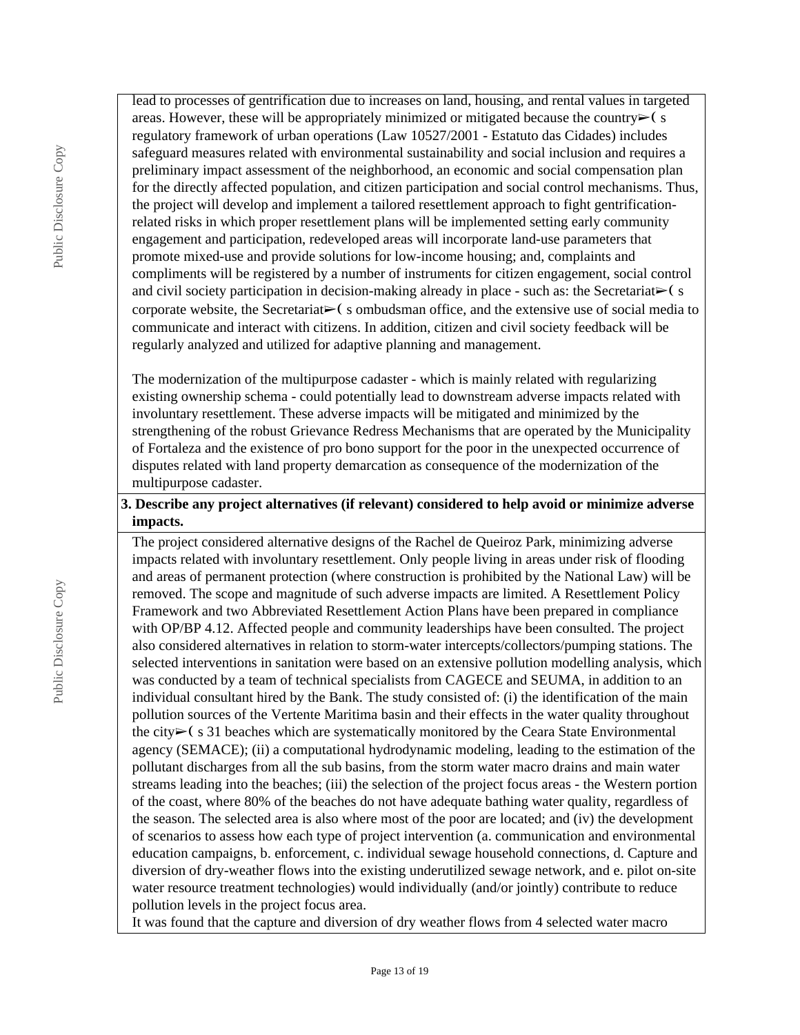lead to processes of gentrification due to increases on land, housing, and rental values in targeted areas. However, these will be appropriately minimized or mitigated because the country➢( s regulatory framework of urban operations (Law 10527/2001 - Estatuto das Cidades) includes safeguard measures related with environmental sustainability and social inclusion and requires a preliminary impact assessment of the neighborhood, an economic and social compensation plan for the directly affected population, and citizen participation and social control mechanisms. Thus, the project will develop and implement a tailored resettlement approach to fight gentrification-related risks in which proper resettlement plans will be implemented setting early community engagement and participation, redeveloped areas will incorporate land-use parameters that promote mixed-use and provide solutions for low-income housing; and, complaints and compliments will be registered by a number of instruments for citizen engagement, social control and civil society participation in decision-making already in place - such as: the Secretariat➢( s corporate website, the Secretariat➢( s ombudsman office, and the extensive use of social media to communicate and interact with citizens. In addition, citizen and civil society feedback will be regularly analyzed and utilized for adaptive planning and management.

The modernization of the multipurpose cadaster - which is mainly related with regularizing existing ownership schema - could potentially lead to downstream adverse impacts related with involuntary resettlement. These adverse impacts will be mitigated and minimized by the strengthening of the robust Grievance Redress Mechanisms that are operated by the Municipality of Fortaleza and the existence of pro bono support for the poor in the unexpected occurrence of disputes related with land property demarcation as consequence of the modernization of the multipurpose cadaster.

**3. Describe any project alternatives (if relevant) considered to help avoid or minimize adverse impacts.**

The project considered alternative designs of the Rachel de Queiroz Park, minimizing adverse impacts related with involuntary resettlement. Only people living in areas under risk of flooding and areas of permanent protection (where construction is prohibited by the National Law) will be removed. The scope and magnitude of such adverse impacts are limited. A Resettlement Policy Framework and two Abbreviated Resettlement Action Plans have been prepared in compliance with OP/BP 4.12. Affected people and community leaderships have been consulted. The project also considered alternatives in relation to storm-water intercepts/collectors/pumping stations. The selected interventions in sanitation were based on an extensive pollution modelling analysis, which was conducted by a team of technical specialists from CAGECE and SEUMA, in addition to an individual consultant hired by the Bank. The study consisted of: (i) the identification of the main pollution sources of the Vertente Maritima basin and their effects in the water quality throughout the city➢( s 31 beaches which are systematically monitored by the Ceara State Environmental agency (SEMACE); (ii) a computational hydrodynamic modeling, leading to the estimation of the pollutant discharges from all the sub basins, from the storm water macro drains and main water streams leading into the beaches; (iii) the selection of the project focus areas - the Western portion of the coast, where 80% of the beaches do not have adequate bathing water quality, regardless of the season. The selected area is also where most of the poor are located; and (iv) the development of scenarios to assess how each type of project intervention (a. communication and environmental education campaigns, b. enforcement, c. individual sewage household connections, d. Capture and diversion of dry-weather flows into the existing underutilized sewage network, and e. pilot on-site water resource treatment technologies) would individually (and/or jointly) contribute to reduce pollution levels in the project focus area.

It was found that the capture and diversion of dry weather flows from 4 selected water macro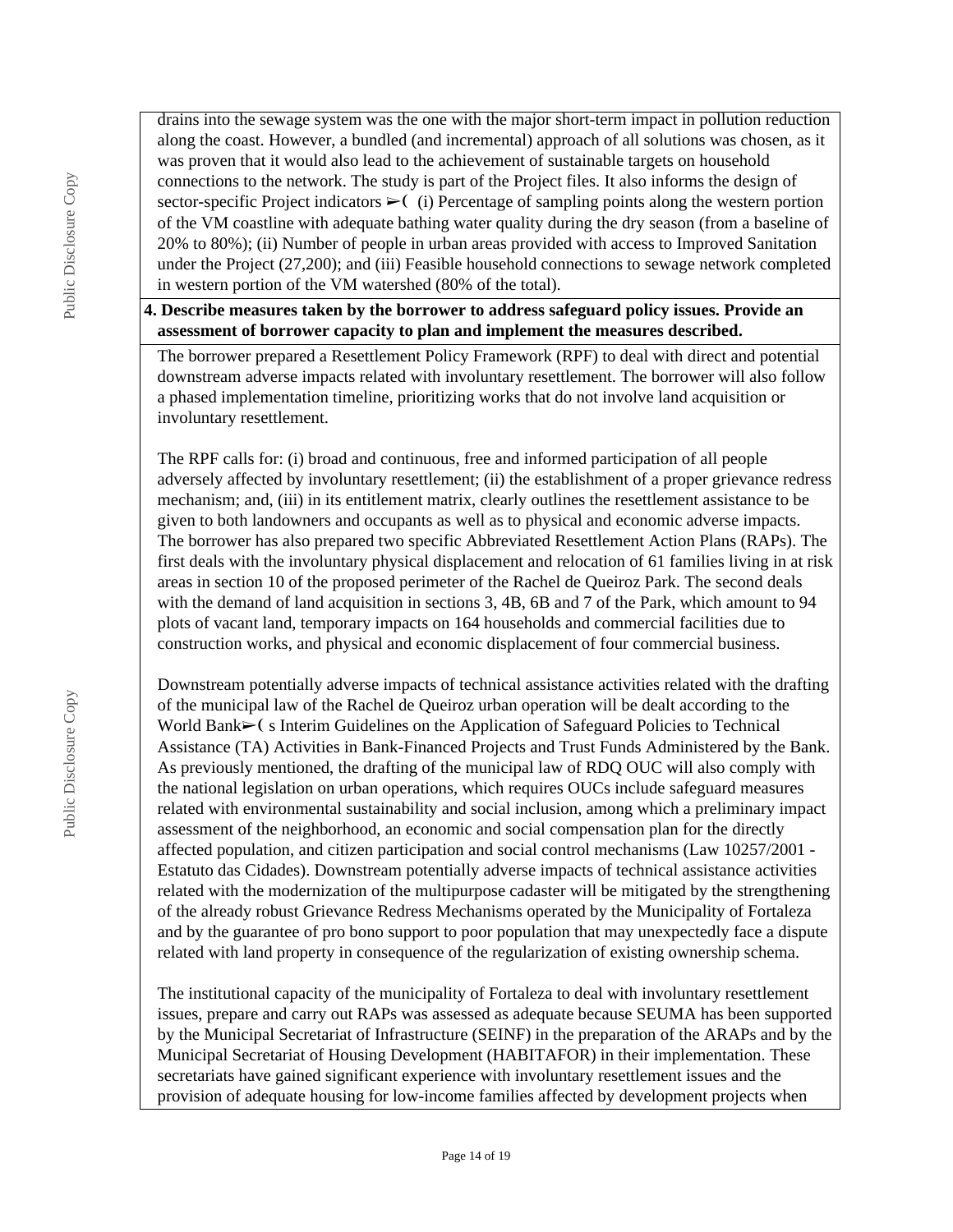drains into the sewage system was the one with the major short-term impact in pollution reduction along the coast. However, a bundled (and incremental) approach of all solutions was chosen, as it was proven that it would also lead to the achievement of sustainable targets on household connections to the network. The study is part of the Project files. It also informs the design of sector-specific Project indicators ➢( (i) Percentage of sampling points along the western portion of the VM coastline with adequate bathing water quality during the dry season (from a baseline of 20% to 80%); (ii) Number of people in urban areas provided with access to Improved Sanitation under the Project (27,200); and (iii) Feasible household connections to sewage network completed in western portion of the VM watershed (80% of the total).

**4. Describe measures taken by the borrower to address safeguard policy issues. Provide an assessment of borrower capacity to plan and implement the measures described.**

The borrower prepared a Resettlement Policy Framework (RPF) to deal with direct and potential downstream adverse impacts related with involuntary resettlement. The borrower will also follow a phased implementation timeline, prioritizing works that do not involve land acquisition or involuntary resettlement.

The RPF calls for: (i) broad and continuous, free and informed participation of all people adversely affected by involuntary resettlement; (ii) the establishment of a proper grievance redress mechanism; and, (iii) in its entitlement matrix, clearly outlines the resettlement assistance to be given to both landowners and occupants as well as to physical and economic adverse impacts. The borrower has also prepared two specific Abbreviated Resettlement Action Plans (RAPs). The first deals with the involuntary physical displacement and relocation of 61 families living in at risk areas in section 10 of the proposed perimeter of the Rachel de Queiroz Park. The second deals with the demand of land acquisition in sections 3, 4B, 6B and 7 of the Park, which amount to 94 plots of vacant land, temporary impacts on 164 households and commercial facilities due to construction works, and physical and economic displacement of four commercial business.

Downstream potentially adverse impacts of technical assistance activities related with the drafting of the municipal law of the Rachel de Queiroz urban operation will be dealt according to the World Bank➢( s Interim Guidelines on the Application of Safeguard Policies to Technical Assistance (TA) Activities in Bank-Financed Projects and Trust Funds Administered by the Bank. As previously mentioned, the drafting of the municipal law of RDQ OUC will also comply with the national legislation on urban operations, which requires OUCs include safeguard measures related with environmental sustainability and social inclusion, among which a preliminary impact assessment of the neighborhood, an economic and social compensation plan for the directly affected population, and citizen participation and social control mechanisms (Law 10257/2001 - Estatuto das Cidades). Downstream potentially adverse impacts of technical assistance activities related with the modernization of the multipurpose cadaster will be mitigated by the strengthening of the already robust Grievance Redress Mechanisms operated by the Municipality of Fortaleza and by the guarantee of pro bono support to poor population that may unexpectedly face a dispute related with land property in consequence of the regularization of existing ownership schema.

The institutional capacity of the municipality of Fortaleza to deal with involuntary resettlement issues, prepare and carry out RAPs was assessed as adequate because SEUMA has been supported by the Municipal Secretariat of Infrastructure (SEINF) in the preparation of the ARAPs and by the Municipal Secretariat of Housing Development (HABITAFOR) in their implementation. These secretariats have gained significant experience with involuntary resettlement issues and the provision of adequate housing for low-income families affected by development projects when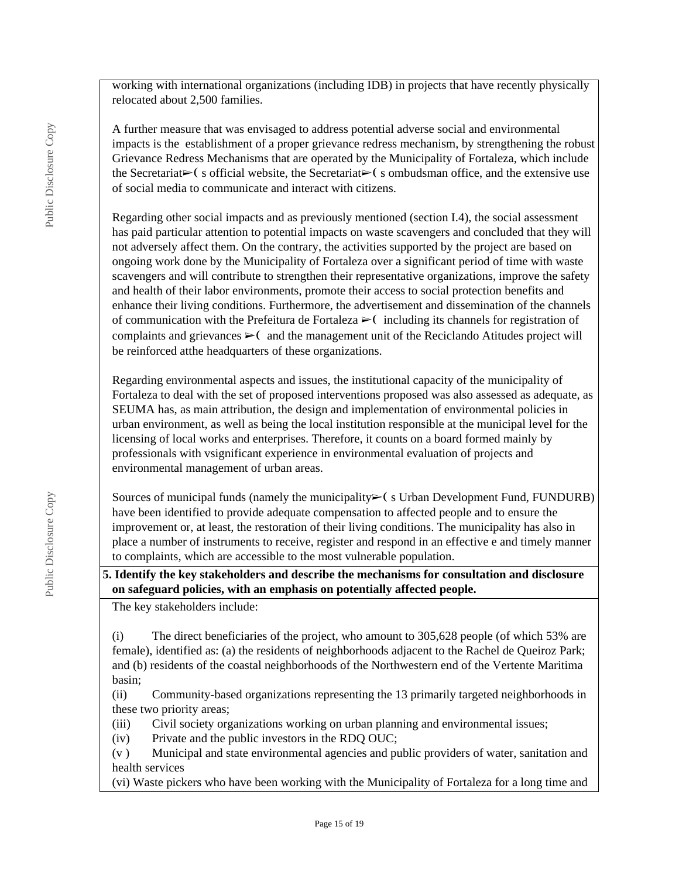working with international organizations (including IDB) in projects that have recently physically relocated about 2,500 families.

A further measure that was envisaged to address potential adverse social and environmental impacts is the establishment of a proper grievance redress mechanism, by strengthening the robust Grievance Redress Mechanisms that are operated by the Municipality of Fortaleza, which include the Secretariat➢( s official website, the Secretariat➢( s ombudsman office, and the extensive use of social media to communicate and interact with citizens.

Regarding other social impacts and as previously mentioned (section I.4), the social assessment has paid particular attention to potential impacts on waste scavengers and concluded that they will not adversely affect them. On the contrary, the activities supported by the project are based on ongoing work done by the Municipality of Fortaleza over a significant period of time with waste scavengers and will contribute to strengthen their representative organizations, improve the safety and health of their labor environments, promote their access to social protection benefits and enhance their living conditions. Furthermore, the advertisement and dissemination of the channels of communication with the Prefeitura de Fortaleza ➢( including its channels for registration of complaints and grievances ➢( and the management unit of the Reciclando Atitudes project will be reinforced atthe headquarters of these organizations.

Regarding environmental aspects and issues, the institutional capacity of the municipality of Fortaleza to deal with the set of proposed interventions proposed was also assessed as adequate, as SEUMA has, as main attribution, the design and implementation of environmental policies in urban environment, as well as being the local institution responsible at the municipal level for the licensing of local works and enterprises. Therefore, it counts on a board formed mainly by professionals with vsignificant experience in environmental evaluation of projects and environmental management of urban areas.

Sources of municipal funds (namely the municipality➢( s Urban Development Fund, FUNDURB) have been identified to provide adequate compensation to affected people and to ensure the improvement or, at least, the restoration of their living conditions. The municipality has also in place a number of instruments to receive, register and respond in an effective e and timely manner to complaints, which are accessible to the most vulnerable population.

**5. Identify the key stakeholders and describe the mechanisms for consultation and disclosure on safeguard policies, with an emphasis on potentially affected people.**

The key stakeholders include:

(i) The direct beneficiaries of the project, who amount to 305,628 people (of which 53% are female), identified as: (a) the residents of neighborhoods adjacent to the Rachel de Queiroz Park; and (b) residents of the coastal neighborhoods of the Northwestern end of the Vertente Maritima basin;

(ii) Community-based organizations representing the 13 primarily targeted neighborhoods in these two priority areas;

(iii) Civil society organizations working on urban planning and environmental issues;

(iv) Private and the public investors in the RDQ OUC;

(v ) Municipal and state environmental agencies and public providers of water, sanitation and health services

(vi) Waste pickers who have been working with the Municipality of Fortaleza for a long time and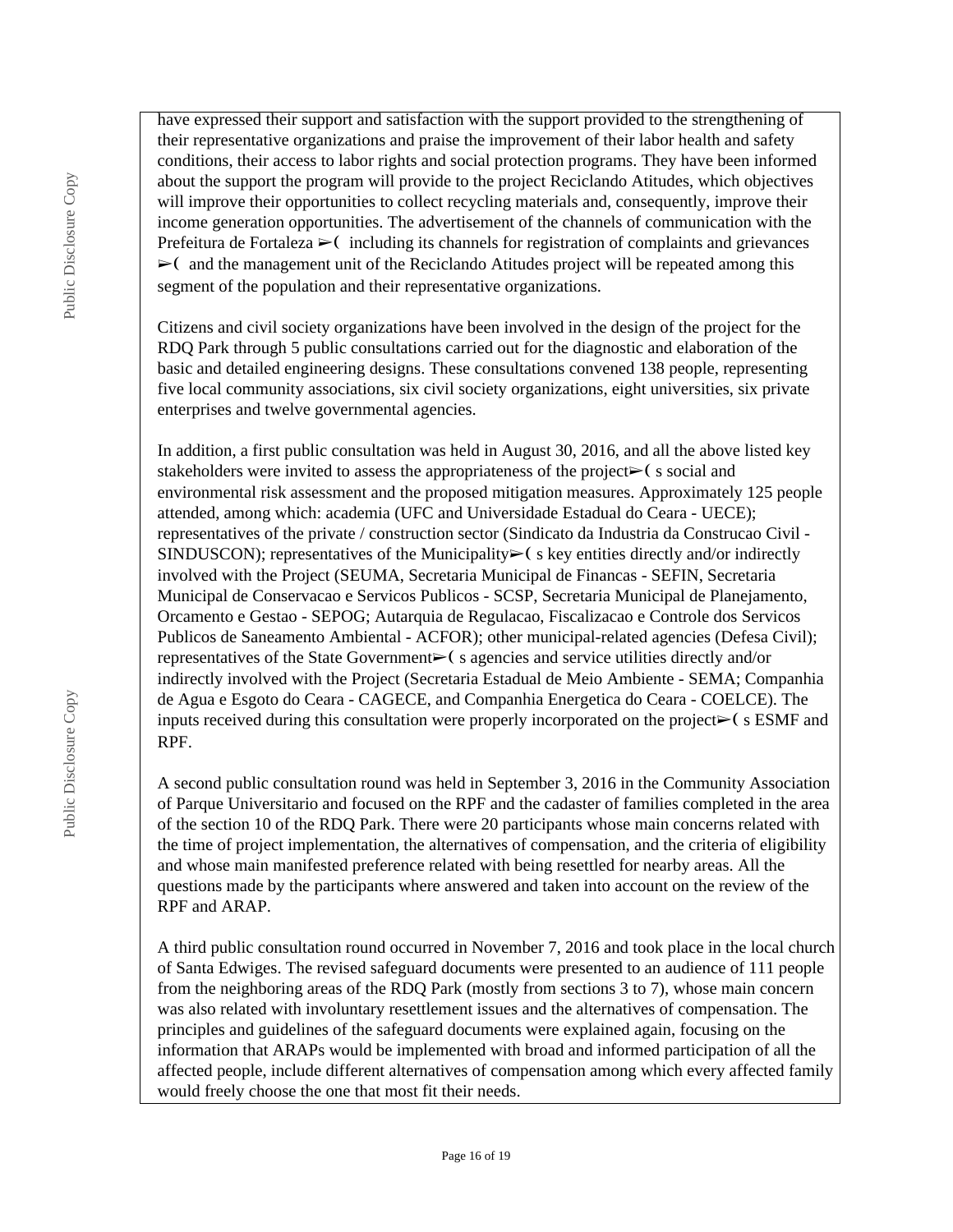have expressed their support and satisfaction with the support provided to the strengthening of their representative organizations and praise the improvement of their labor health and safety conditions, their access to labor rights and social protection programs. They have been informed about the support the program will provide to the project Reciclando Atitudes, which objectives will improve their opportunities to collect recycling materials and, consequently, improve their income generation opportunities. The advertisement of the channels of communication with the Prefeitura de Fortaleza ➢( including its channels for registration of complaints and grievances ➢( and the management unit of the Reciclando Atitudes project will be repeated among this segment of the population and their representative organizations.

Citizens and civil society organizations have been involved in the design of the project for the RDQ Park through 5 public consultations carried out for the diagnostic and elaboration of the basic and detailed engineering designs. These consultations convened 138 people, representing five local community associations, six civil society organizations, eight universities, six private enterprises and twelve governmental agencies.

In addition, a first public consultation was held in August 30, 2016, and all the above listed key stakeholders were invited to assess the appropriateness of the project➢( s social and environmental risk assessment and the proposed mitigation measures. Approximately 125 people attended, among which: academia (UFC and Universidade Estadual do Ceara - UECE); representatives of the private / construction sector (Sindicato da Industria da Construcao Civil - SINDUSCON); representatives of the Municipality➢( s key entities directly and/or indirectly involved with the Project (SEUMA, Secretaria Municipal de Financas - SEFIN, Secretaria Municipal de Conservacao e Servicos Publicos - SCSP, Secretaria Municipal de Planejamento, Orcamento e Gestao - SEPOG; Autarquia de Regulacao, Fiscalizacao e Controle dos Servicos Publicos de Saneamento Ambiental - ACFOR); other municipal-related agencies (Defesa Civil); representatives of the State Government➢( s agencies and service utilities directly and/or indirectly involved with the Project (Secretaria Estadual de Meio Ambiente - SEMA; Companhia de Agua e Esgoto do Ceara - CAGECE, and Companhia Energetica do Ceara - COELCE). The inputs received during this consultation were properly incorporated on the project➢( s ESMF and RPF.

A second public consultation round was held in September 3, 2016 in the Community Association of Parque Universitario and focused on the RPF and the cadaster of families completed in the area of the section 10 of the RDQ Park. There were 20 participants whose main concerns related with the time of project implementation, the alternatives of compensation, and the criteria of eligibility and whose main manifested preference related with being resettled for nearby areas. All the questions made by the participants where answered and taken into account on the review of the RPF and ARAP.

A third public consultation round occurred in November 7, 2016 and took place in the local church of Santa Edwiges. The revised safeguard documents were presented to an audience of 111 people from the neighboring areas of the RDQ Park (mostly from sections 3 to 7), whose main concern was also related with involuntary resettlement issues and the alternatives of compensation. The principles and guidelines of the safeguard documents were explained again, focusing on the information that ARAPs would be implemented with broad and informed participation of all the affected people, include different alternatives of compensation among which every affected family would freely choose the one that most fit their needs.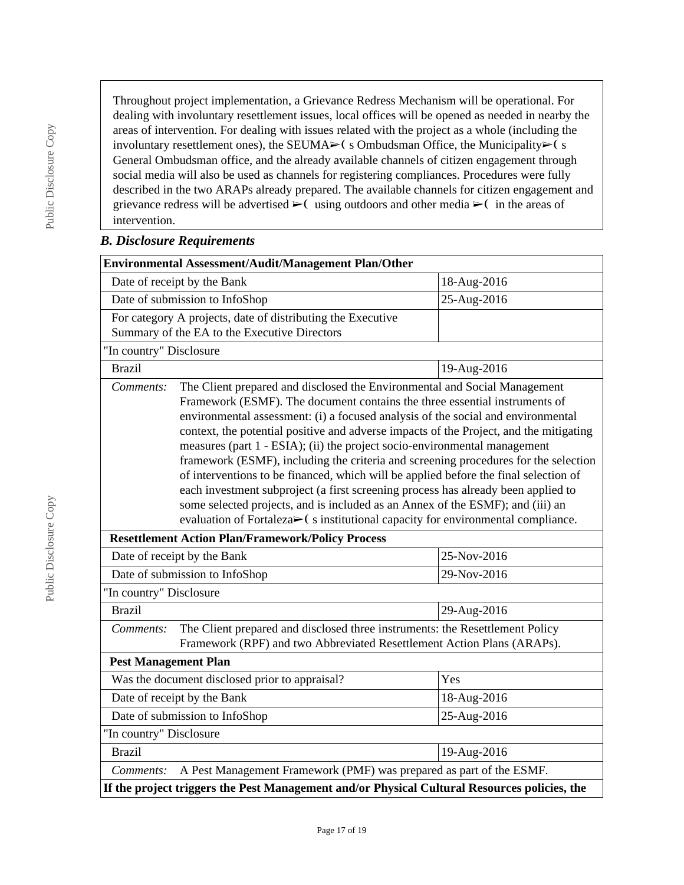Throughout project implementation, a Grievance Redress Mechanism will be operational. For dealing with involuntary resettlement issues, local offices will be opened as needed in nearby the areas of intervention. For dealing with issues related with the project as a whole (including the involuntary resettlement ones), the SEUMA➢( s Ombudsman Office, the Municipality➢( s General Ombudsman office, and the already available channels of citizen engagement through social media will also be used as channels for registering compliances. Procedures were fully described in the two ARAPs already prepared. The available channels for citizen engagement and grievance redress will be advertised ➢( using outdoors and other media ➢( in the areas of intervention.

### *B. Disclosure Requirements*

| **Environmental Assessment/Audit/Management Plan/Other** | |
|---|---|
| Date of receipt by the Bank | 18-Aug-2016 |
| Date of submission to InfoShop | 25-Aug-2016 |
| For category A projects, date of distributing the Executive Summary of the EA to the Executive Directors | |
| "In country" Disclosure | |
| Brazil | 19-Aug-2016 |
| *Comments:* The Client prepared and disclosed the Environmental and Social Management Framework (ESMF). The document contains the three essential instruments of environmental assessment: (i) a focused analysis of the social and environmental context, the potential positive and adverse impacts of the Project, and the mitigating measures (part 1 - ESIA); (ii) the project socio-environmental management framework (ESMF), including the criteria and screening procedures for the selection of interventions to be financed, which will be applied before the final selection of each investment subproject (a first screening process has already been applied to some selected projects, and is included as an Annex of the ESMF); and (iii) an evaluation of Fortaleza➢( s institutional capacity for environmental compliance. | |
| **Resettlement Action Plan/Framework/Policy Process** | |
| Date of receipt by the Bank | 25-Nov-2016 |
| Date of submission to InfoShop | 29-Nov-2016 |
| "In country" Disclosure | |
| Brazil | 29-Aug-2016 |
| *Comments:* The Client prepared and disclosed three instruments: the Resettlement Policy Framework (RPF) and two Abbreviated Resettlement Action Plans (ARAPs). | |
| **Pest Management Plan** | |
| Was the document disclosed prior to appraisal? | Yes |
| Date of receipt by the Bank | 18-Aug-2016 |
| Date of submission to InfoShop | 25-Aug-2016 |
| "In country" Disclosure | |
| Brazil | 19-Aug-2016 |
| *Comments:* A Pest Management Framework (PMF) was prepared as part of the ESMF. | |
| **If the project triggers the Pest Management and/or Physical Cultural Resources policies, the** | |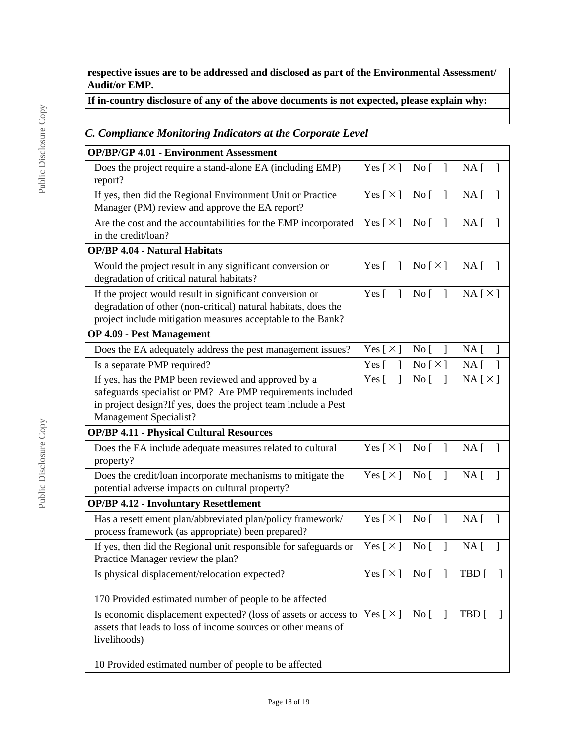| **respective issues are to be addressed and disclosed as part of the Environmental Assessment/ Audit/or EMP.** |
|---|
| **If in-country disclosure of any of the above documents is not expected, please explain why:** |
| |

## *C. Compliance Monitoring Indicators at the Corporate Level*

| **OP/BP/GP 4.01 - Environment Assessment** | |
|---|---|
| Does the project require a stand-alone EA (including EMP) report? | Yes [ × ] No [ ] NA [ ] |
| If yes, then did the Regional Environment Unit or Practice Manager (PM) review and approve the EA report? | Yes [ × ] No [ ] NA [ ] |
| Are the cost and the accountabilities for the EMP incorporated in the credit/loan? | Yes [ × ] No [ ] NA [ ] |
| **OP/BP 4.04 - Natural Habitats** | |
| Would the project result in any significant conversion or degradation of critical natural habitats? | Yes [ ] No [ × ] NA [ ] |
| If the project would result in significant conversion or degradation of other (non-critical) natural habitats, does the project include mitigation measures acceptable to the Bank? | Yes [ ] No [ ] NA [ × ] |
| **OP 4.09 - Pest Management** | |
| Does the EA adequately address the pest management issues? | Yes [ × ] No [ ] NA [ ] |
| Is a separate PMP required? | Yes [ ] No [ × ] NA [ ] |
| If yes, has the PMP been reviewed and approved by a safeguards specialist or PM? Are PMP requirements included in project design?If yes, does the project team include a Pest Management Specialist? | Yes [ ] No [ ] NA [ × ] |
| **OP/BP 4.11 - Physical Cultural Resources** | |
| Does the EA include adequate measures related to cultural property? | Yes [ × ] No [ ] NA [ ] |
| Does the credit/loan incorporate mechanisms to mitigate the potential adverse impacts on cultural property? | Yes [ × ] No [ ] NA [ ] |
| **OP/BP 4.12 - Involuntary Resettlement** | |
| Has a resettlement plan/abbreviated plan/policy framework/ process framework (as appropriate) been prepared? | Yes [ × ] No [ ] NA [ ] |
| If yes, then did the Regional unit responsible for safeguards or Practice Manager review the plan? | Yes [ × ] No [ ] NA [ ] |
| Is physical displacement/relocation expected?<br><br>170 Provided estimated number of people to be affected | Yes [ × ] No [ ] TBD [ ] |
| Is economic displacement expected? (loss of assets or access to assets that leads to loss of income sources or other means of livelihoods)<br><br>10 Provided estimated number of people to be affected | Yes [ × ] No [ ] TBD [ ] |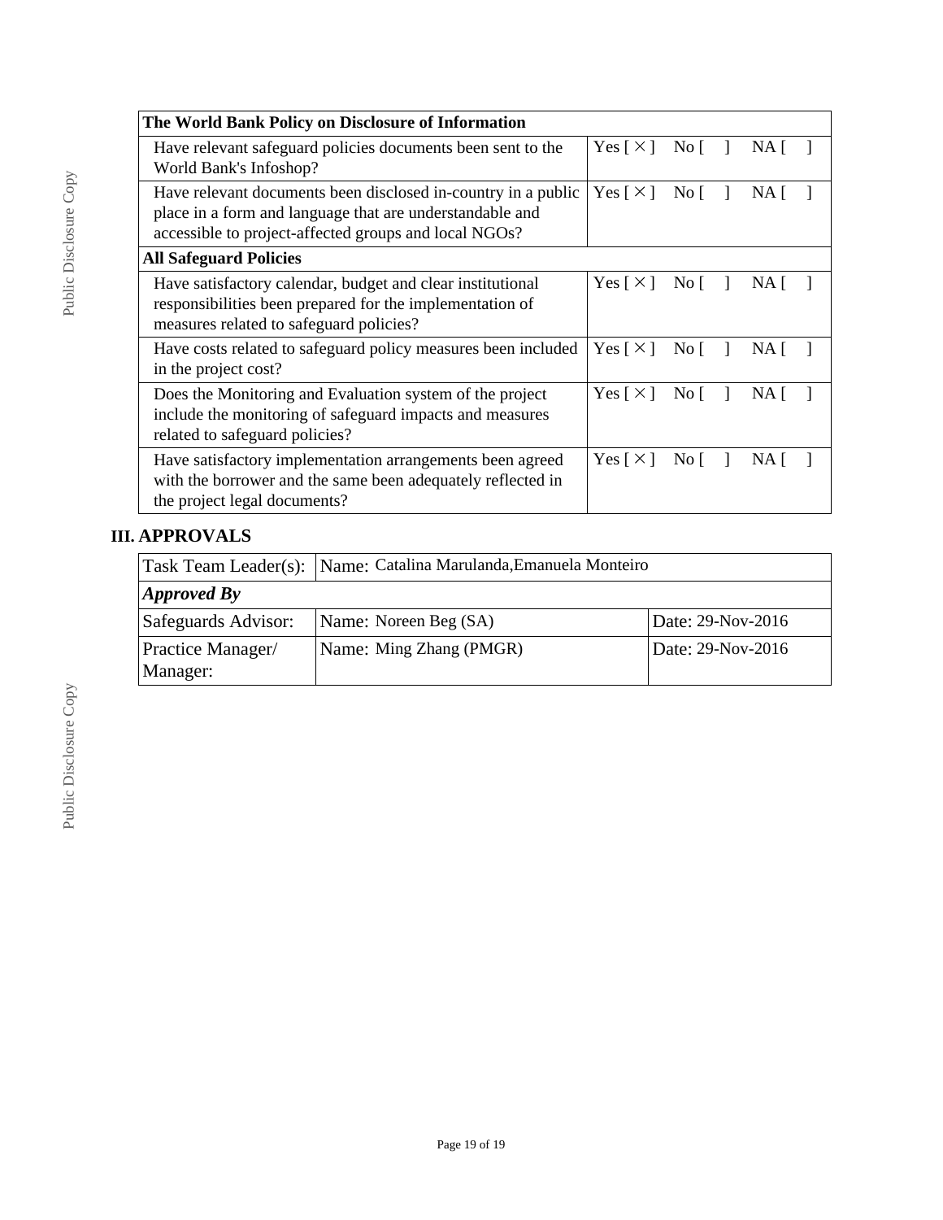| The World Bank Policy on Disclosure of Information | |
|---|---|
| Have relevant safeguard policies documents been sent to the World Bank's Infoshop? | Yes [ × ] No [ ] NA [ ] |
| Have relevant documents been disclosed in-country in a public place in a form and language that are understandable and accessible to project-affected groups and local NGOs? | Yes [ × ] No [ ] NA [ ] |
| **All Safeguard Policies** | |
| Have satisfactory calendar, budget and clear institutional responsibilities been prepared for the implementation of measures related to safeguard policies? | Yes [ × ] No [ ] NA [ ] |
| Have costs related to safeguard policy measures been included in the project cost? | Yes [ × ] No [ ] NA [ ] |
| Does the Monitoring and Evaluation system of the project include the monitoring of safeguard impacts and measures related to safeguard policies? | Yes [ × ] No [ ] NA [ ] |
| Have satisfactory implementation arrangements been agreed with the borrower and the same been adequately reflected in the project legal documents? | Yes [ × ] No [ ] NA [ ] |

## III. APPROVALS

| | | |
|---|---|---|
| Task Team Leader(s): | Name: Catalina Marulanda,Emanuela Monteiro | |
| ***Approved By*** | | |
| Safeguards Advisor: | Name: Noreen Beg (SA) | Date: 29-Nov-2016 |
| Practice Manager/ Manager: | Name: Ming Zhang (PMGR) | Date: 29-Nov-2016 |